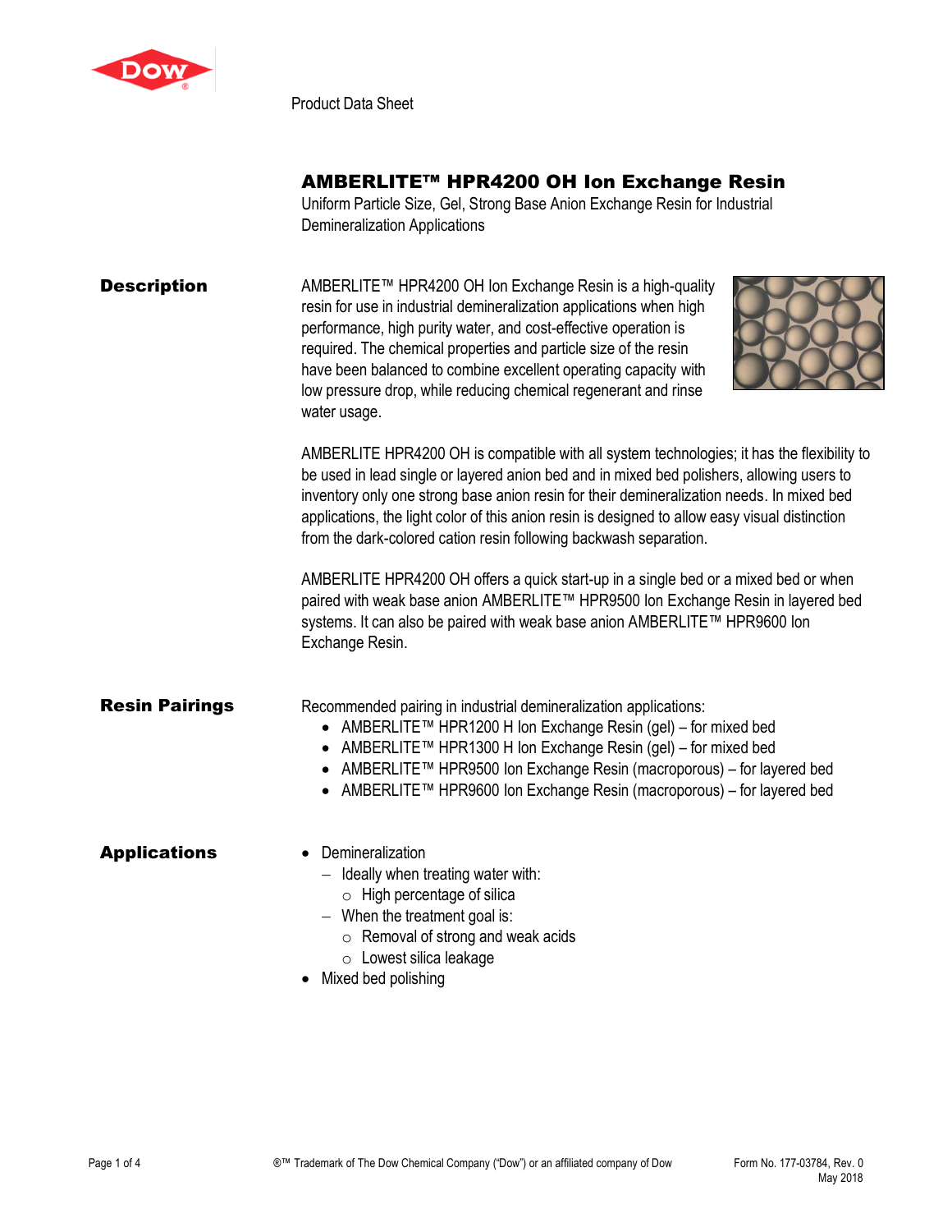Product Data Sheet

# AMBERLITE™ HPR4200 OH Ion Exchange Resin

Uniform Particle Size, Gel, Strong Base Anion Exchange Resin for Industrial Demineralization Applications

## Description

AMBERLITE™ HPR4200 OH Ion Exchange Resin is a high-quality resin for use in industrial demineralization applications when high performance, high purity water, and cost-effective operation is required. The chemical properties and particle size of the resin have been balanced to combine excellent operating capacity with low pressure drop, while reducing chemical regenerant and rinse water usage.

AMBERLITE HPR4200 OH is compatible with all system technologies; it has the flexibility to be used in lead single or layered anion bed and in mixed bed polishers, allowing users to inventory only one strong base anion resin for their demineralization needs. In mixed bed applications, the light color of this anion resin is designed to allow easy visual distinction from the dark-colored cation resin following backwash separation.

AMBERLITE HPR4200 OH offers a quick start-up in a single bed or a mixed bed or when paired with weak base anion AMBERLITE™ HPR9500 Ion Exchange Resin in layered bed systems. It can also be paired with weak base anion AMBERLITE™ HPR9600 Ion Exchange Resin.

## Resin Pairings

Recommended pairing in industrial demineralization applications:

- AMBERLITE™ HPR1200 H Ion Exchange Resin (gel) – for mixed bed
- AMBERLITE™ HPR1300 H Ion Exchange Resin (gel) – for mixed bed
- AMBERLITE™ HPR9500 Ion Exchange Resin (macroporous) – for layered bed
- AMBERLITE™ HPR9600 Ion Exchange Resin (macroporous) – for layered bed

## Applications

- Demineralization
  - Ideally when treating water with:
    - High percentage of silica
  - When the treatment goal is:
    - Removal of strong and weak acids
    - Lowest silica leakage
- Mixed bed polishing

®™ Trademark of The Dow Chemical Company ("Dow") or an affiliated company of Dow

Form No. 177-03784, Rev. 0
May 2018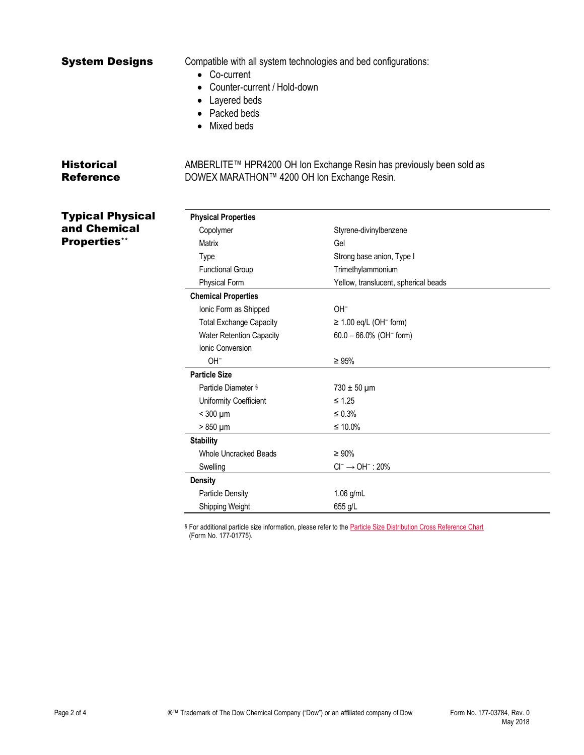## System Designs

Compatible with all system technologies and bed configurations:

- Co-current
- Counter-current / Hold-down
- Layered beds
- Packed beds
- Mixed beds

## Historical Reference

AMBERLITE™ HPR4200 OH Ion Exchange Resin has previously been sold as DOWEX MARATHON™ 4200 OH Ion Exchange Resin.

## Typical Physical and Chemical Properties**

| Property | Value |
|---|---|
| **Physical Properties** | |
| Copolymer | Styrene-divinylbenzene |
| Matrix | Gel |
| Type | Strong base anion, Type I |
| Functional Group | Trimethylammonium |
| Physical Form | Yellow, translucent, spherical beads |
| **Chemical Properties** | |
| Ionic Form as Shipped | $OH^-$ |
| Total Exchange Capacity | ≥ 1.00 eq/L ($OH^-$ form) |
| Water Retention Capacity | 60.0 – 66.0% ($OH^-$ form) |
| Ionic Conversion | |
| $OH^-$ | ≥ 95% |
| **Particle Size** | |
| Particle Diameter § | 730 ± 50 µm |
| Uniformity Coefficient | ≤ 1.25 |
| < 300 µm | ≤ 0.3% |
| > 850 µm | ≤ 10.0% |
| **Stability** | |
| Whole Uncracked Beads | ≥ 90% |
| Swelling | $Cl^- \rightarrow OH^-$ : 20% |
| **Density** | |
| Particle Density | 1.06 g/mL |
| Shipping Weight | 655 g/L |

§ For additional particle size information, please refer to the Particle Size Distribution Cross Reference Chart (Form No. 177-01775).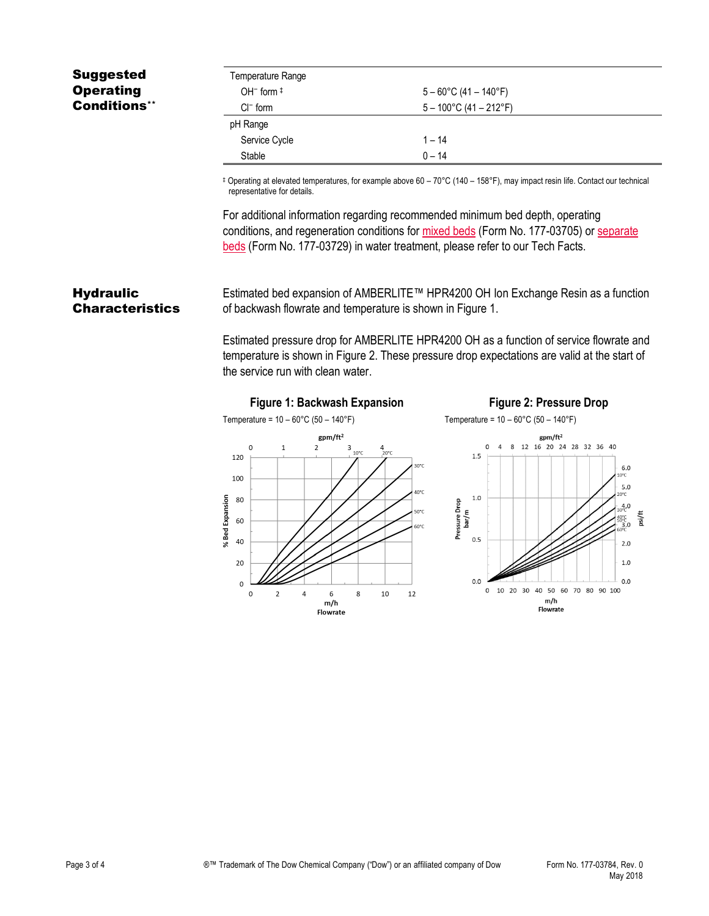## Suggested Operating Conditions**

| Temperature Range | |
|---|---|
| $OH^-$ form ‡ | 5 – 60°C (41 – 140°F) |
| $Cl^-$ form | 5 – 100°C (41 – 212°F) |
| **pH Range** | |
| Service Cycle | 1 – 14 |
| Stable | 0 – 14 |

‡ Operating at elevated temperatures, for example above 60 – 70°C (140 – 158°F), may impact resin life. Contact our technical representative for details.

For additional information regarding recommended minimum bed depth, operating conditions, and regeneration conditions for mixed beds (Form No. 177-03705) or separate beds (Form No. 177-03729) in water treatment, please refer to our Tech Facts.

## Hydraulic Characteristics

Estimated bed expansion of AMBERLITE™ HPR4200 OH Ion Exchange Resin as a function of backwash flowrate and temperature is shown in Figure 1.

Estimated pressure drop for AMBERLITE HPR4200 OH as a function of service flowrate and temperature is shown in Figure 2. These pressure drop expectations are valid at the start of the service run with clean water.

**Figure 1: Backwash Expansion**

Temperature = 10 – 60°C (50 – 140°F)

**Figure 2: Pressure Drop**

Temperature = 10 – 60°C (50 – 140°F)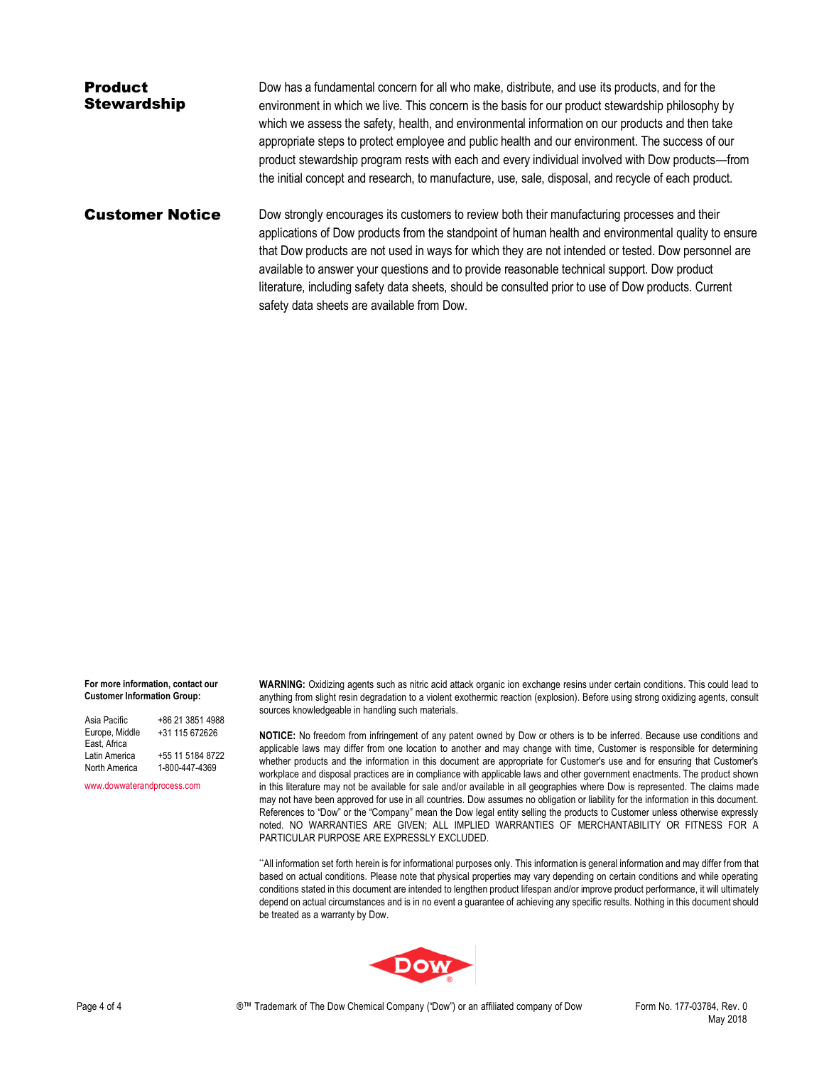## Product Stewardship

Dow has a fundamental concern for all who make, distribute, and use its products, and for the environment in which we live. This concern is the basis for our product stewardship philosophy by which we assess the safety, health, and environmental information on our products and then take appropriate steps to protect employee and public health and our environment. The success of our product stewardship program rests with each and every individual involved with Dow products—from the initial concept and research, to manufacture, use, sale, disposal, and recycle of each product.

## Customer Notice

Dow strongly encourages its customers to review both their manufacturing processes and their applications of Dow products from the standpoint of human health and environmental quality to ensure that Dow products are not used in ways for which they are not intended or tested. Dow personnel are available to answer your questions and to provide reasonable technical support. Dow product literature, including safety data sheets, should be consulted prior to use of Dow products. Current safety data sheets are available from Dow.

**For more information, contact our Customer Information Group:**

| | |
|---|---|
| Asia Pacific | +86 21 3851 4988 |
| Europe, Middle East, Africa | +31 115 672626 |
| Latin America | +55 11 5184 8722 |
| North America | 1-800-447-4369 |

www.dowwaterandprocess.com

**WARNING:** Oxidizing agents such as nitric acid attack organic ion exchange resins under certain conditions. This could lead to anything from slight resin degradation to a violent exothermic reaction (explosion). Before using strong oxidizing agents, consult sources knowledgeable in handling such materials.

**NOTICE:** No freedom from infringement of any patent owned by Dow or others is to be inferred. Because use conditions and applicable laws may differ from one location to another and may change with time, Customer is responsible for determining whether products and the information in this document are appropriate for Customer's use and for ensuring that Customer's workplace and disposal practices are in compliance with applicable laws and other government enactments. The product shown in this literature may not be available for sale and/or available in all geographies where Dow is represented. The claims made may not have been approved for use in all countries. Dow assumes no obligation or liability for the information in this document. References to "Dow" or the "Company" mean the Dow legal entity selling the products to Customer unless otherwise expressly noted. NO WARRANTIES ARE GIVEN; ALL IMPLIED WARRANTIES OF MERCHANTABILITY OR FITNESS FOR A PARTICULAR PURPOSE ARE EXPRESSLY EXCLUDED.

**All information set forth herein is for informational purposes only. This information is general information and may differ from that based on actual conditions. Please note that physical properties may vary depending on certain conditions and while operating conditions stated in this document are intended to lengthen product lifespan and/or improve product performance, it will ultimately depend on actual circumstances and is in no event a guarantee of achieving any specific results. Nothing in this document should be treated as a warranty by Dow.

®™ Trademark of The Dow Chemical Company ("Dow") or an affiliated company of Dow

Form No. 177-03784, Rev. 0
May 2018